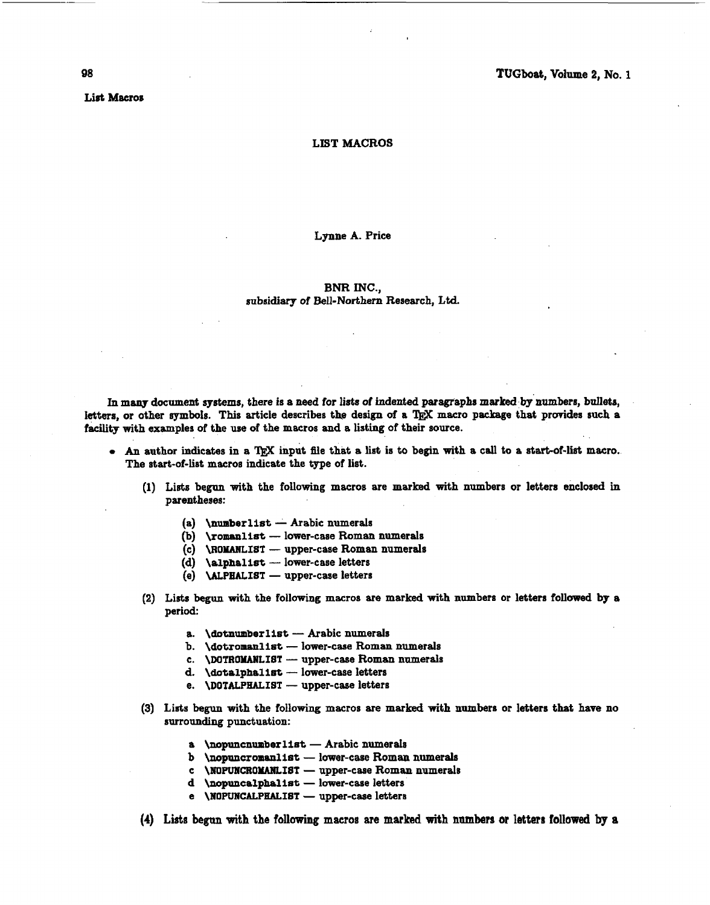# LIST MACROS

Lynne A. Price

BNR INC.,
subsidiary of Bell-Northern Research, Ltd.

In many document systems, there is a need for lists of indented paragraphs marked by numbers, bullets, letters, or other symbols. This article describes the design of a TeX macro package that provides such a facility with examples of the use of the macros and a listing of their source.

- An author indicates in a TeX input file that a list is to begin with a call to a start-of-list macro. The start-of-list macros indicate the type of list.

  (1) Lists begun with the following macros are marked with numbers or letters enclosed in parentheses:

    (a) `\numberlist` — Arabic numerals
    (b) `\romanlist` — lower-case Roman numerals
    (c) `\ROMANLIST` — upper-case Roman numerals
    (d) `\alphalist` — lower-case letters
    (e) `\ALPHALIST` — upper-case letters

  (2) Lists begun with the following macros are marked with numbers or letters followed by a period:

    a. `\dotnumberlist` — Arabic numerals
    b. `\dotromanlist` — lower-case Roman numerals
    c. `\DOTROMANLIST` — upper-case Roman numerals
    d. `\dotalphalist` — lower-case letters
    e. `\DOTALPHALIST` — upper-case letters

  (3) Lists begun with the following macros are marked with numbers or letters that have no surrounding punctuation:

    a `\nopuncnumberlist` — Arabic numerals
    b `\nopuncromanlist` — lower-case Roman numerals
    c `\NOPUNCROMANLIST` — upper-case Roman numerals
    d `\nopuncalphalist` — lower-case letters
    e `\NOPUNCALPHALIST` — upper-case letters

  (4) Lists begun with the following macros are marked with numbers or letters followed by a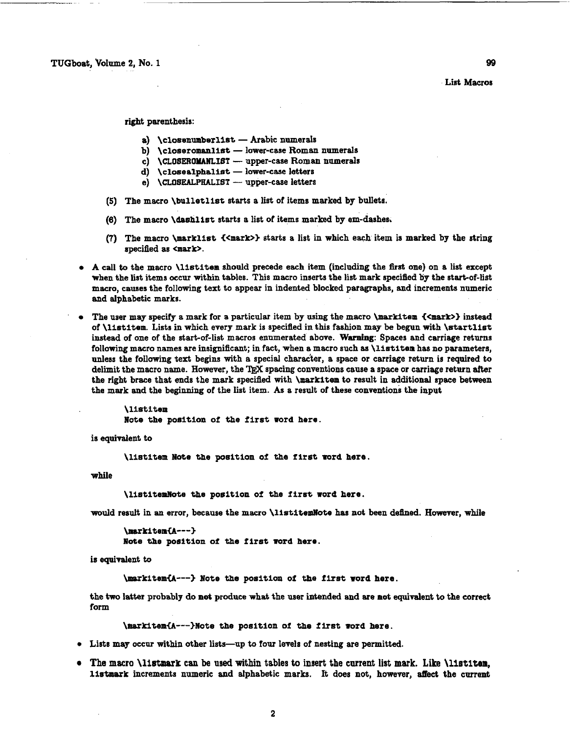right parenthesis:

a) `\closenumberlist` — Arabic numerals
b) `\closeromanlist` — lower-case Roman numerals
c) `\CLOSEROMANLIST` — upper-case Roman numerals
d) `\closealphalist` — lower-case letters
e) `\CLOSEALPHALIST` — upper-case letters

(5) The macro `\bulletlist` starts a list of items marked by bullets.

(6) The macro `\dashlist` starts a list of items marked by em-dashes.

(7) The macro `\marklist {<mark>}` starts a list in which each item is marked by the string specified as `<mark>`.

- A call to the macro `\listitem` should precede each item (including the first one) on a list except when the list items occur within tables. This macro inserts the list mark specified by the start-of-list macro, causes the following text to appear in indented blocked paragraphs, and increments numeric and alphabetic marks.

- The user may specify a mark for a particular item by using the macro `\markitem {<mark>}` instead of `\listitem`. Lists in which every mark is specified in this fashion may be begun with `\startlist` instead of one of the start-of-list macros enumerated above. **Warning**: Spaces and carriage returns following macro names are insignificant; in fact, when a macro such as `\listitem` has no parameters, unless the following text begins with a special character, a space or carriage return is required to delimit the macro name. However, the TeX spacing conventions cause a space or carriage return after the right brace that ends the mark specified with `\markitem` to result in additional space between the mark and the beginning of the list item. As a result of these conventions the input

```
\listitem
Note the position of the first word here.
```

is equivalent to

```
\listitem Note the position of the first word here.
```

while

```
\listitemNote the position of the first word here.
```

would result in an error, because the macro `\listitemNote` has not been defined. However, while

```
\markitem{A---}
Note the position of the first word here.
```

is equivalent to

```
\markitem{A---} Note the position of the first word here.
```

the two latter probably do **not** produce what the user intended and are **not** equivalent to the correct form

```
\markitem{A---}Note the position of the first word here.
```

- Lists may occur within other lists—up to four levels of nesting are permitted.

- The macro `\listmark` can be used within tables to insert the current list mark. Like `\listitem`, `listmark` increments numeric and alphabetic marks. It does not, however, affect the current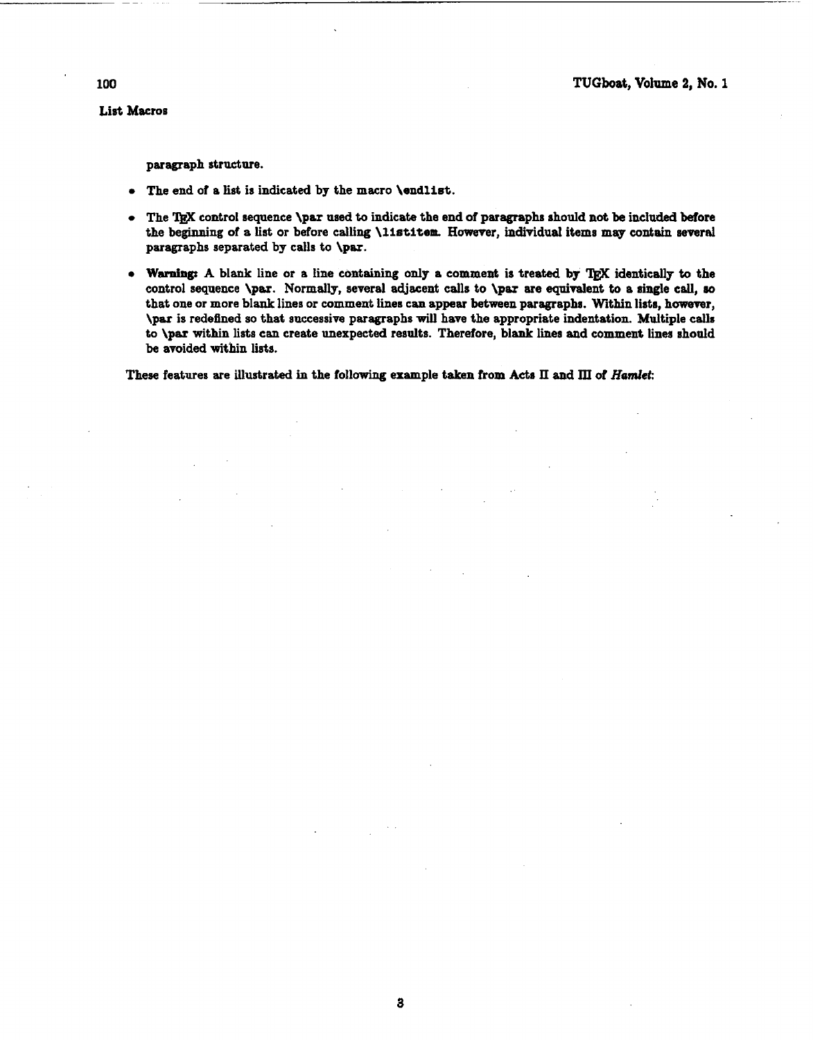paragraph structure.

- The end of a list is indicated by the macro `\endlist`.
- The TEX control sequence `\par` used to indicate the end of paragraphs should not be included before the beginning of a list or before calling `\listitem`. However, individual items may contain several paragraphs separated by calls to `\par`.
- **Warning:** A blank line or a line containing only a comment is treated by TEX identically to the control sequence `\par`. Normally, several adjacent calls to `\par` are equivalent to a single call, so that one or more blank lines or comment lines can appear between paragraphs. Within lists, however, `\par` is redefined so that successive paragraphs will have the appropriate indentation. Multiple calls to `\par` within lists can create unexpected results. Therefore, blank lines and comment lines should be avoided within lists.

These features are illustrated in the following example taken from Acts II and III of *Hamlet*: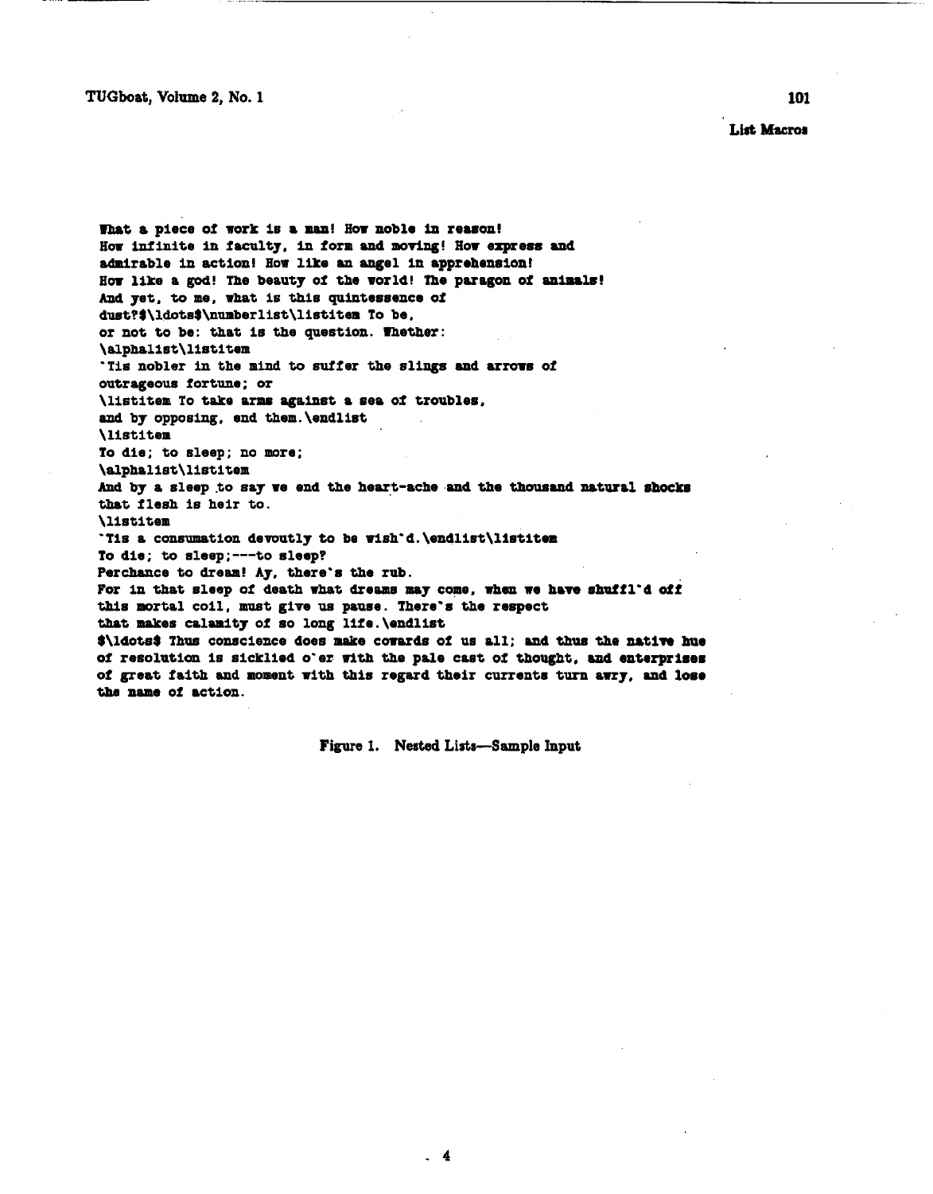```
What a piece of work is a man! How noble in reason!
How infinite in faculty, in form and moving! How express and
admirable in action! How like an angel in apprehension!
How like a god! The beauty of the world! The paragon of animals!
And yet, to me, what is this quintessence of
dust?$\ldots$\numberlist\listitem To be,
or not to be: that is the question. Whether:
\alphalist\listitem
`Tis nobler in the mind to suffer the slings and arrows of
outrageous fortune; or
\listitem To take arms against a sea of troubles,
and by opposing, end them.\endlist
\listitem
To die; to sleep; no more;
\alphalist\listitem
And by a sleep to say we end the heart-ache and the thousand natural shocks
that flesh is heir to.
\listitem
`Tis a consumation devoutly to be wish`d.\endlist\listitem
To die; to sleep;---to sleep?
Perchance to dream! Ay, there`s the rub.
For in that sleep of death what dreams may come, when we have shuffl`d off
this mortal coil, must give us pause. There`s the respect
that makes calamity of so long life.\endlist
$\ldots$ Thus conscience does make cowards of us all; and thus the native hue
of resolution is sicklied o`er with the pale cast of thought, and enterprises
of great faith and moment with this regard their currents turn awry, and lose
the name of action.
```

Figure 1. Nested Lists—Sample Input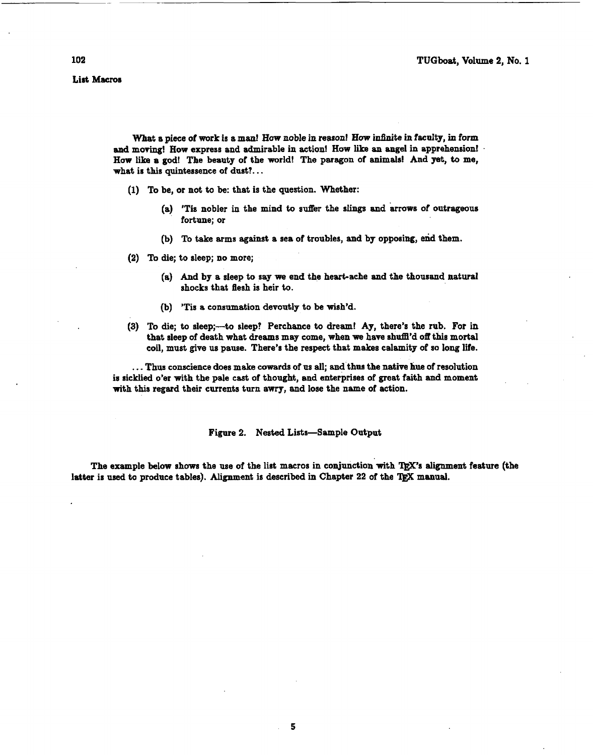What a piece of work is a man! How noble in reason! How infinite in faculty, in form and moving! How express and admirable in action! How like an angel in apprehension! How like a god! The beauty of the world! The paragon of animals! And yet, to me, what is this quintessence of dust?...

(1) To be, or not to be: that is the question. Whether:

  (a) 'Tis nobler in the mind to suffer the slings and arrows of outrageous fortune; or

  (b) To take arms against a sea of troubles, and by opposing, end them.

(2) To die; to sleep; no more;

  (a) And by a sleep to say we end the heart-ache and the thousand natural shocks that flesh is heir to.

  (b) 'Tis a consumation devoutly to be wish'd.

(3) To die; to sleep;—to sleep? Perchance to dream! Ay, there's the rub. For in that sleep of death what dreams may come, when we have shuffl'd off this mortal coil, must give us pause. There's the respect that makes calamity of so long life.

... Thus conscience does make cowards of us all; and thus the native hue of resolution is sicklied o'er with the pale cast of thought, and enterprises of great faith and moment with this regard their currents turn awry, and lose the name of action.

Figure 2. Nested Lists—Sample Output

The example below shows the use of the list macros in conjunction with TEX's alignment feature (the latter is used to produce tables). Alignment is described in Chapter 22 of the TEX manual.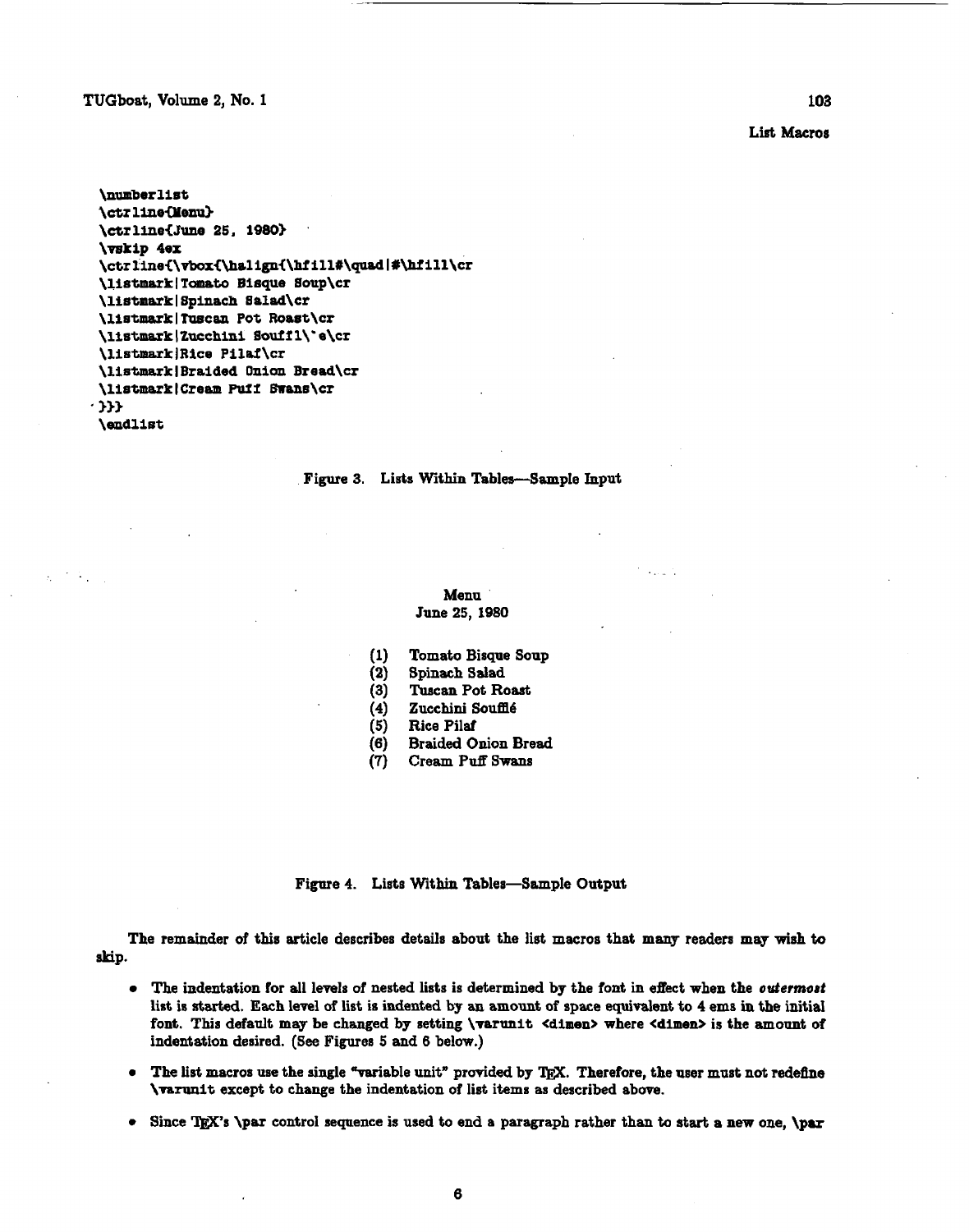```
\numberlist
\ctrline{Menu}
\ctrline{June 25, 1980}
\vskip 4ex
\ctrline{\vbox{\halign{\hfill#\quad|#\hfill\cr
\listmark|Tomato Bisque Soup\cr
\listmark|Spinach Salad\cr
\listmark|Tuscan Pot Roast\cr
\listmark|Zucchini Souffl\'e\cr
\listmark|Rice Pilaf\cr
\listmark|Braided Onion Bread\cr
\listmark|Cream Puff Swans\cr
}}}
\endlist
```

Figure 3. Lists Within Tables—Sample Input

Menu
June 25, 1980

(1) Tomato Bisque Soup
(2) Spinach Salad
(3) Tuscan Pot Roast
(4) Zucchini Soufflé
(5) Rice Pilaf
(6) Braided Onion Bread
(7) Cream Puff Swans

Figure 4. Lists Within Tables—Sample Output

The remainder of this article describes details about the list macros that many readers may wish to skip.

- The indentation for all levels of nested lists is determined by the font in effect when the *outermost* list is started. Each level of list is indented by an amount of space equivalent to 4 ems in the initial font. This default may be changed by setting `\varunit <dimen>` where `<dimen>` is the amount of indentation desired. (See Figures 5 and 6 below.)

- The list macros use the single "variable unit" provided by TEX. Therefore, the user must not redefine `\varunit` except to change the indentation of list items as described above.

- Since TEX's `\par` control sequence is used to end a paragraph rather than to start a new one, `\par`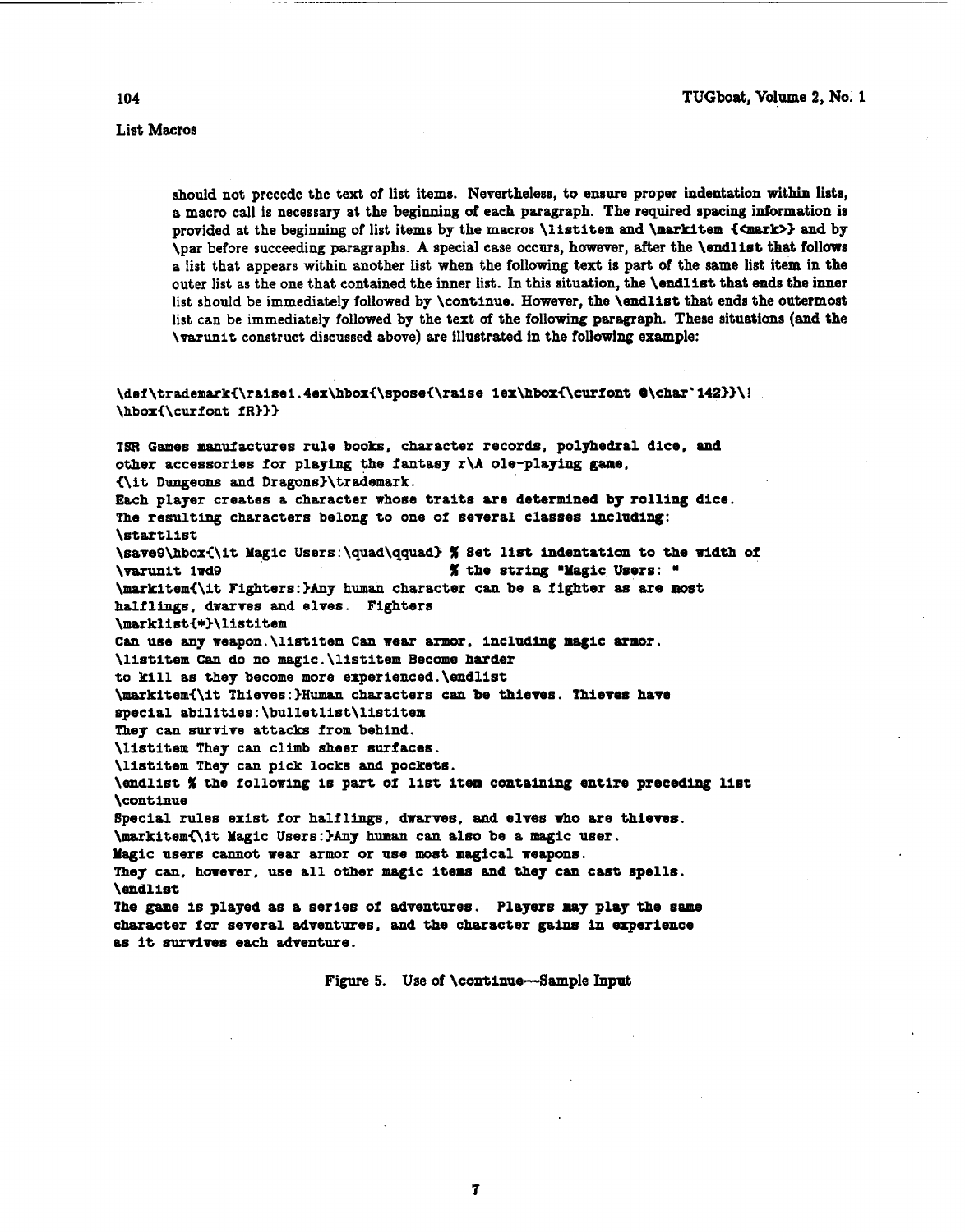should not precede the text of list items. Nevertheless, to ensure proper indentation within lists, a macro call is necessary at the beginning of each paragraph. The required spacing information is provided at the beginning of list items by the macros `\listitem` and `\markitem {<mark>}` and by `\par` before succeeding paragraphs. A special case occurs, however, after the `\endlist` that follows a list that appears within another list when the following text is part of the same list item in the outer list as the one that contained the inner list. In this situation, the `\endlist` that ends the inner list should be immediately followed by `\continue`. However, the `\endlist` that ends the outermost list can be immediately followed by the text of the following paragraph. These situations (and the `\varunit` construct discussed above) are illustrated in the following example:

```
\def\trademark{\raise1.4ex\hbox{\spose{\raise 1ex\hbox{\curfont @\char'142}}\!
\hbox{\curfont fR}}}

TSR Games manufactures rule books, character records, polyhedral dice, and
other accessories for playing the fantasy r\A ole-playing game,
{\it Dungeons and Dragons}\trademark.
Each player creates a character whose traits are determined by rolling dice.
The resulting characters belong to one of several classes including:
\startlist
\save9\hbox{\it Magic Users:\quad\qquad} % Set list indentation to the width of
\varunit 1wd9                            % the string "Magic Users: "
\markitem{\it Fighters:}Any human character can be a fighter as are most
halflings, dwarves and elves.  Fighters
\marklist{*}\listitem
Can use any weapon.\listitem Can wear armor, including magic armor.
\listitem Can do no magic.\listitem Become harder
to kill as they become more experienced.\endlist
\markitem{\it Thieves:}Human characters can be thieves. Thieves have
special abilities:\bulletlist\listitem
They can survive attacks from behind.
\listitem They can climb sheer surfaces.
\listitem They can pick locks and pockets.
\endlist % the following is part of list item containing entire preceding list
\continue
Special rules exist for halflings, dwarves, and elves who are thieves.
\markitem{\it Magic Users:}Any human can also be a magic user.
Magic users cannot wear armor or use most magical weapons.
They can, however, use all other magic items and they can cast spells.
\endlist
The game is played as a series of adventures.  Players may play the same
character for several adventures, and the character gains in experience
as it survives each adventure.
```

Figure 5. Use of `\continue`—Sample Input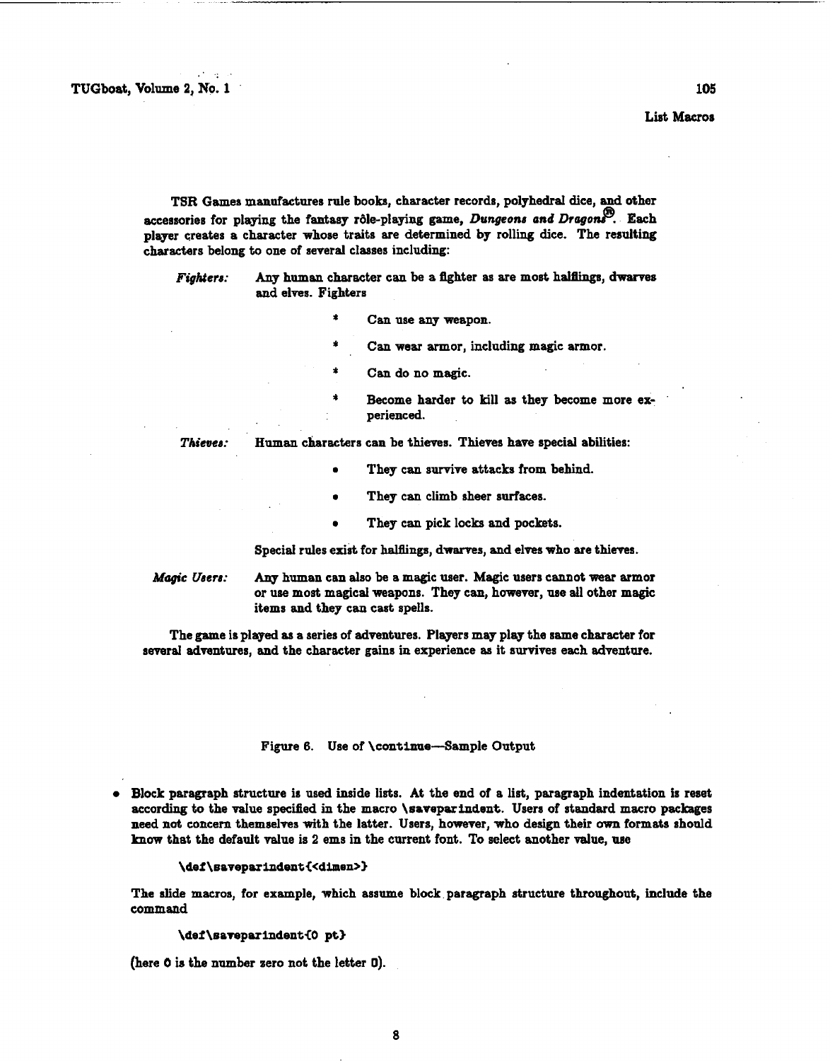TSR Games manufactures rule books, character records, polyhedral dice, and other accessories for playing the fantasy rôle-playing game, ***Dungeons and Dragons***®. Each player creates a character whose traits are determined by rolling dice. The resulting characters belong to one of several classes including:

***Fighters:*** Any human character can be a fighter as are most halflings, dwarves and elves. Fighters

- * Can use any weapon.
- * Can wear armor, including magic armor.
- * Can do no magic.
- * Become harder to kill as they become more experienced.

***Thieves:*** Human characters can be thieves. Thieves have special abilities:

- They can survive attacks from behind.
- They can climb sheer surfaces.
- They can pick locks and pockets.

Special rules exist for halflings, dwarves, and elves who are thieves.

***Magic Users:*** Any human can also be a magic user. Magic users cannot wear armor or use most magical weapons. They can, however, use all other magic items and they can cast spells.

The game is played as a series of adventures. Players may play the same character for several adventures, and the character gains in experience as it survives each adventure.

Figure 6. Use of `\continue`—Sample Output

- Block paragraph structure is used inside lists. At the end of a list, paragraph indentation is reset according to the value specified in the macro `\saveparindent`. Users of standard macro packages need not concern themselves with the latter. Users, however, who design their own formats should know that the default value is 2 ems in the current font. To select another value, use

```
\def\saveparindent{<dimen>}
```

The slide macros, for example, which assume block paragraph structure throughout, include the command

```
\def\saveparindent{0 pt}
```

(here `0` is the number zero not the letter `O`).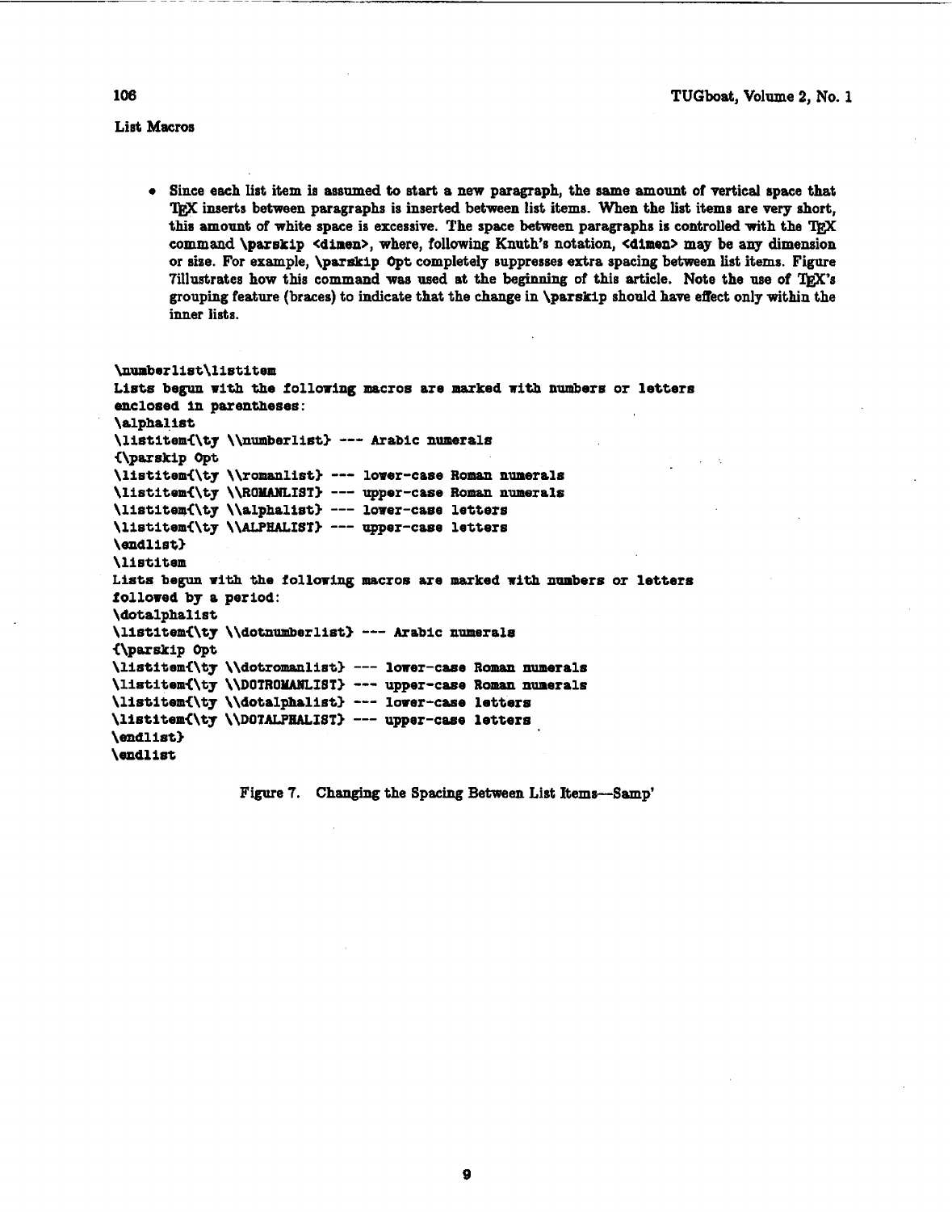List Macros

- Since each list item is assumed to start a new paragraph, the same amount of vertical space that TEX inserts between paragraphs is inserted between list items. When the list items are very short, this amount of white space is excessive. The space between paragraphs is controlled with the TEX command `\parskip <dimen>`, where, following Knuth's notation, `<dimen>` may be any dimension or size. For example, `\parskip 0pt` completely suppresses extra spacing between list items. Figure 7illustrates how this command was used at the beginning of this article. Note the use of TEX's grouping feature (braces) to indicate that the change in `\parskip` should have effect only within the inner lists.

```
\numberlist\listitem
Lists begun with the following macros are marked with numbers or letters
enclosed in parentheses:
\alphalist
\listitem{\ty \\numberlist} --- Arabic numerals
{\parskip 0pt
\listitem{\ty \\romanlist} --- lower-case Roman numerals
\listitem{\ty \\ROMANLIST} --- upper-case Roman numerals
\listitem{\ty \\alphalist} --- lower-case letters
\listitem{\ty \\ALPHALIST} --- upper-case letters
\endlist}
\listitem
Lists begun with the following macros are marked with numbers or letters
followed by a period:
\dotalphalist
\listitem{\ty \\dotnumberlist} --- Arabic numerals
{\parskip 0pt
\listitem{\ty \\dotromanlist} --- lower-case Roman numerals
\listitem{\ty \\DOTROMANLIST} --- upper-case Roman numerals
\listitem{\ty \\dotalphalist} --- lower-case letters
\listitem{\ty \\DOTALPHALIST} --- upper-case letters
\endlist}
\endlist
```

Figure 7. Changing the Spacing Between List Items—Samp'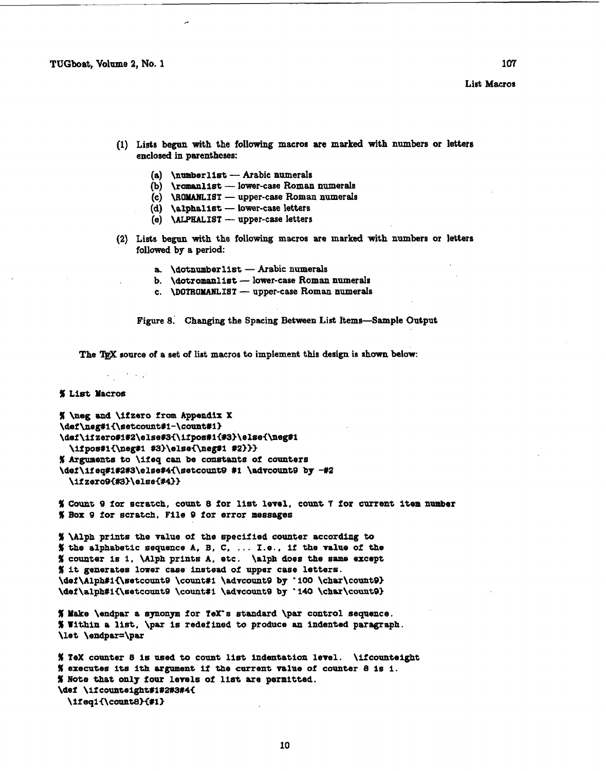(1) Lists begun with the following macros are marked with numbers or letters enclosed in parentheses:

   (a) `\numberlist` — Arabic numerals
   (b) `\romanlist` — lower-case Roman numerals
   (c) `\ROMANLIST` — upper-case Roman numerals
   (d) `\alphalist` — lower-case letters
   (e) `\ALPHALIST` — upper-case letters

(2) Lists begun with the following macros are marked with numbers or letters followed by a period:

   a. `\dotnumberlist` — Arabic numerals
   b. `\dotromanlist` — lower-case Roman numerals
   c. `\DOTROMANLIST` — upper-case Roman numerals

Figure 8. Changing the Spacing Between List Items—Sample Output

The TeX source of a set of list macros to implement this design is shown below:

```
% List Macros

% \neg and \ifzero from Appendix X
\def\neg#1{\setcount#1-\count#1}
\def\ifzero#1#2\else#3{\ifpos#1{#3}\else{\neg#1
  \ifpos#1{\neg#1 #3}\else{\neg#1 #2}}}
% Arguments to \ifeq can be constants of counters
\def\ifeq#1#2#3\else#4{\setcount9 #1 \advcount9 by -#2
  \ifzero9{#3}\else{#4}}

% Count 9 for scratch, count 8 for list level, count 7 for current item number
% Box 9 for scratch, File 9 for error messages

% \Alph prints the value of the specified counter according to
% the alphabetic sequence A, B, C, ... I.e., if the value of the
% counter is 1, \Alph prints A, etc.  \alph does the same except
% it generates lower case instead of upper case letters.
\def\Alph#1{\setcount9 \count#1 \advcount9 by '100 \char\count9}
\def\alph#1{\setcount9 \count#1 \advcount9 by '140 \char\count9}

% Make \endpar a synonym for TeX's standard \par control sequence.
% Within a list, \par is redefined to produce an indented paragraph.
\let \endpar=\par

% TeX counter 8 is used to count list indentation level.  \ifcounteight
% executes its ith argument if the current value of counter 8 is i.
% Note that only four levels of list are permitted.
\def \ifcounteight#1#2#3#4{
  \ifeq1{\count8}{#1}
```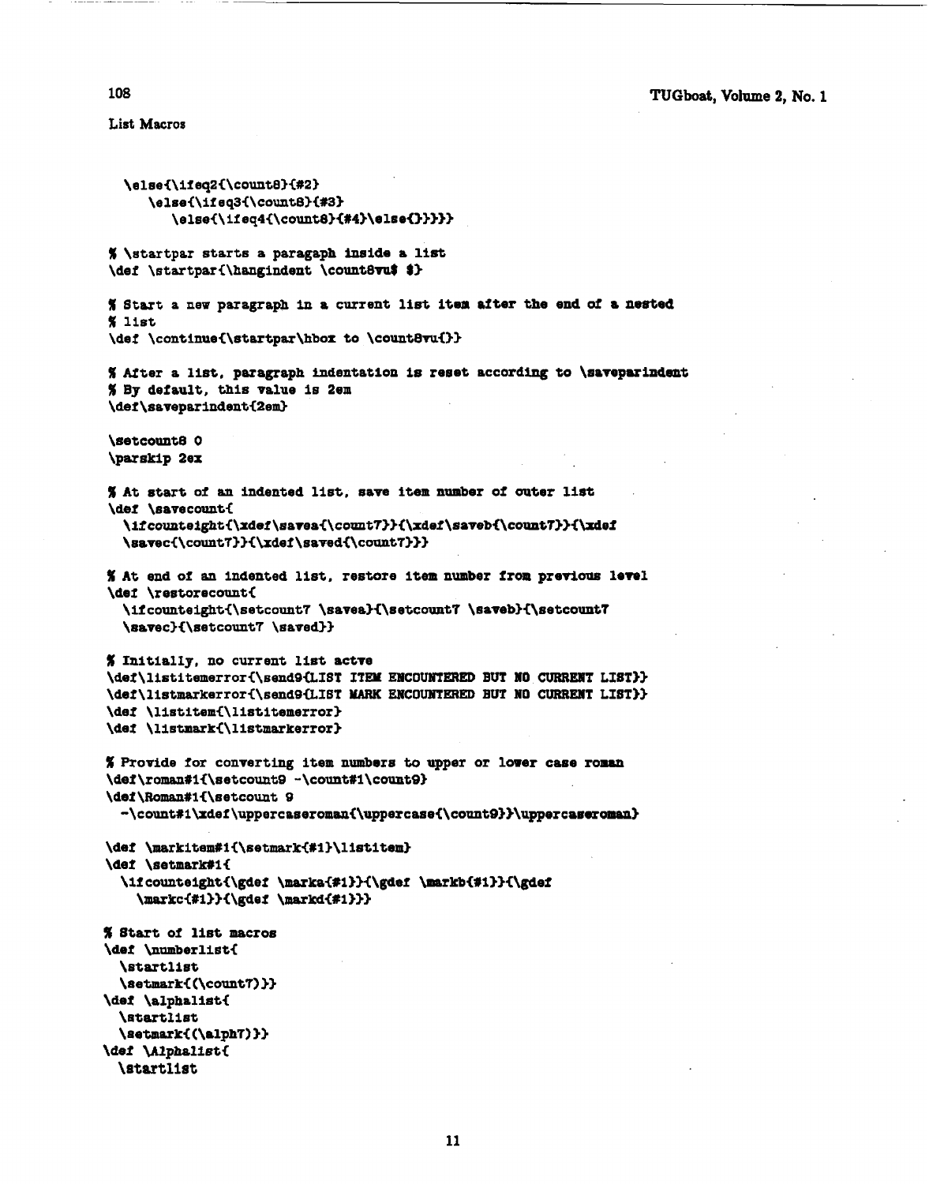List Macros

```
  \else{\ifeq2{\count8}{#2}
     \else{\ifeq3{\count8}{#3}
        \else{\ifeq4{\count8}{#4}\else{}}}}}

% \startpar starts a paragaph inside a list
\def \startpar{\hangindent \count8vu$ $}

% Start a new paragraph in a current list item after the end of a nested
% list
\def \continue{\startpar\hbox to \count8vu{}}

% After a list, paragraph indentation is reset according to \saveparindent
% By default, this value is 2em
\def\saveparindent{2em}

\setcount8 0
\parskip 2ex

% At start of an indented list, save item number of outer list
\def \savecount{
  \ifcounteight{\xdef\savea{\count7}}{\xdef\saveb{\count7}}{\xdef
  \savec{\count7}}{\xdef\saved{\count7}}}

% At end of an indented list, restore item number from previous level
\def \restorecount{
  \ifcounteight{\setcount7 \savea}{\setcount7 \saveb}{\setcount7
  \savec}{\setcount7 \saved}}

% Initially, no current list actve
\def\listitemerror{\send9{LIST ITEM ENCOUNTERED BUT NO CURRENT LIST}}
\def\listmarkerror{\send9{LIST MARK ENCOUNTERED BUT NO CURRENT LIST}}
\def \listitem{\listitemerror}
\def \listmark{\listmarkerror}

% Provide for converting item numbers to upper or lower case roman
\def\roman#1{\setcount9 -\count#1\count9}
\def\Roman#1{\setcount 9
  -\count#1\xdef\uppercaseroman{\uppercase{\count9}}\uppercaseroman}

\def \markitem#1{\setmark{#1}\listitem}
\def \setmark#1{
  \ifcounteight{\gdef \marka{#1}}{\gdef \markb{#1}}{\gdef
    \markc{#1}}{\gdef \markd{#1}}}

% Start of list macros
\def \numberlist{
  \startlist
  \setmark{(\count7)}}
\def \alphalist{
  \startlist
  \setmark{(\alph7)}}
\def \Alphalist{
  \startlist
```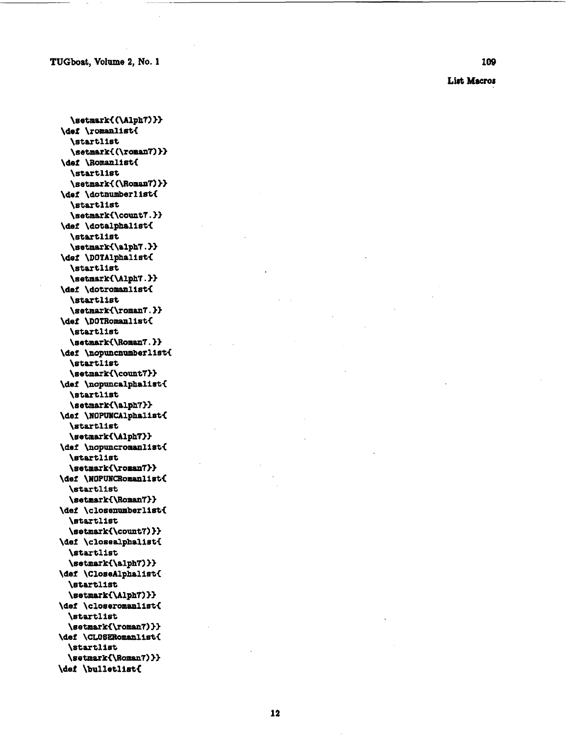```
    \setmark{(\Alph7)}}
  \def \romanlist{
    \startlist
    \setmark{(\roman7)}}
  \def \Romanlist{
    \startlist
    \setmark{(\Roman7)}}
  \def \dotnumberlist{
    \startlist
    \setmark{\count7.}}
  \def \dotalphalist{
    \startlist
    \setmark{\alph7.}}
  \def \DOTAlphalist{
    \startlist
    \setmark{\Alph7.}}
  \def \dotromanlist{
    \startlist
    \setmark{\roman7.}}
  \def \DOTRomanlist{
    \startlist
    \setmark{\Roman7.}}
  \def \nopuncnumberlist{
    \startlist
    \setmark{\count7}}
  \def \nopuncalphalist{
    \startlist
    \setmark{\alph7}}
  \def \NOPUNCAlphalist{
    \startlist
    \setmark{\Alph7}}
  \def \nopuncromanlist{
    \startlist
    \setmark{\roman7}}
  \def \NOPUNCRomanlist{
    \startlist
    \setmark{\Roman7}}
  \def \closenumberlist{
    \startlist
    \setmark{\count7)}}
  \def \closealphalist{
    \startlist
    \setmark{\alph7)}}
  \def \CloseAlphalist{
    \startlist
    \setmark{\Alph7)}}
  \def \closeromanlist{
    \startlist
    \setmark{\roman7)}}
  \def \CLOSERomanlist{
    \startlist
    \setmark{\Roman7)}}
  \def \bulletlist{
```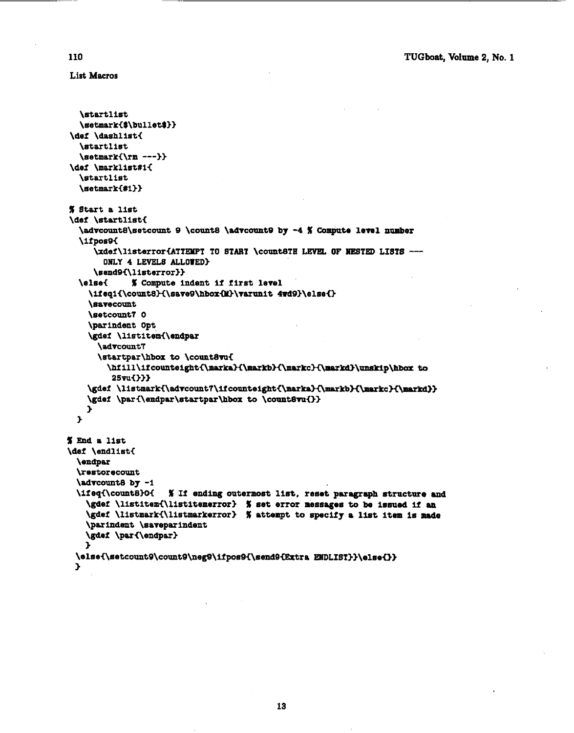List Macros

```
  \startlist
  \setmark{$\bullet$}}
\def \dashlist{
  \startlist
  \setmark{\rm ---}}
\def \marklist#1{
  \startlist
  \setmark{#1}}

% Start a list
\def \startlist{
  \advcount8\setcount 9 \count8 \advcount9 by -4 % Compute level number
  \ifpos9{
     \xdef\listerror{ATTEMPT TO START \count8TH LEVEL OF NESTED LISTS ---
       ONLY 4 LEVELS ALLOWED}
     \send9{\listerror}}
  \else{     % Compute indent if first level
    \ifeq1{\count8}{\save9\hbox{M}\varunit 4wd9}\else{}
    \savecount
    \setcount7 0
    \parindent 0pt
    \gdef \listitem{\endpar
      \advcount7
      \startpar\hbox to \count8vu{
        \hfill\ifcounteight{\marka}{\markb}{\markc}{\markd}\unskip\hbox to
         25vu{}}}
    \gdef \listmark{\advcount7\ifcounteight{\marka}{\markb}{\markc}{\markd}}
    \gdef \par{\endpar\startpar\hbox to \count8vu{}}
    }
  }

% End a list
\def \endlist{
  \endpar
  \restorecount
  \advcount8 by -1
  \ifeq{\count8}0{   % If ending outermost list, reset paragraph structure and
    \gdef \listitem{\listitemerror}  % set error messages to be issued if an
    \gdef \listmark{\listmarkerror}  % attempt to specify a list item is made
    \parindent \saveparindent
    \gdef \par{\endpar}
    }
  \else{\setcount9\count9\neg9\ifpos9{\send9{Extra ENDLIST}}\else{}}
  }
```